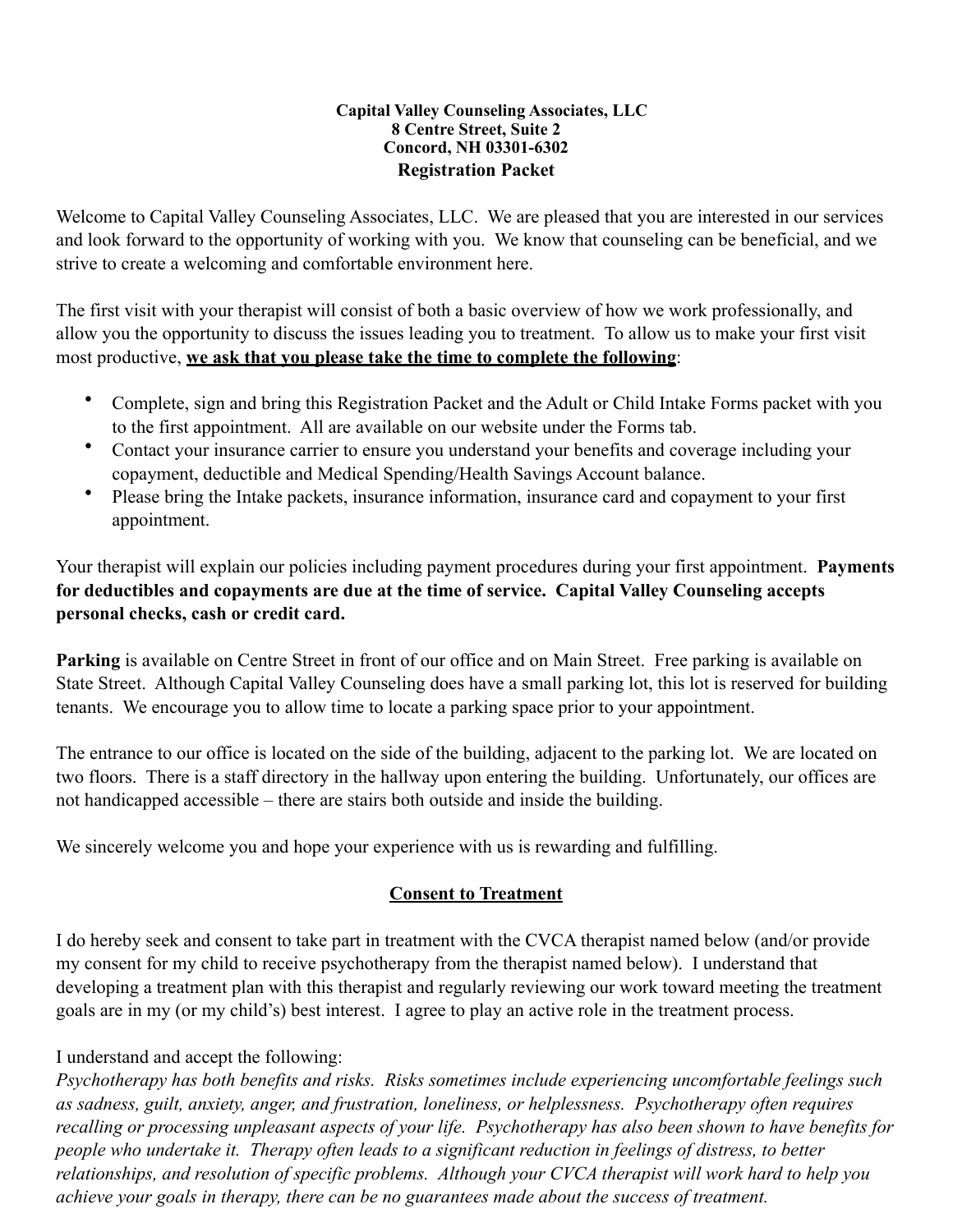**Capital Valley Counseling Associates, LLC**
**8 Centre Street, Suite 2**
**Concord, NH 03301-6302**

# Registration Packet

Welcome to Capital Valley Counseling Associates, LLC. We are pleased that you are interested in our services and look forward to the opportunity of working with you. We know that counseling can be beneficial, and we strive to create a welcoming and comfortable environment here.

The first visit with your therapist will consist of both a basic overview of how we work professionally, and allow you the opportunity to discuss the issues leading you to treatment. To allow us to make your first visit most productive, **we ask that you please take the time to complete the following**:

- Complete, sign and bring this Registration Packet and the Adult or Child Intake Forms packet with you to the first appointment. All are available on our website under the Forms tab.
- Contact your insurance carrier to ensure you understand your benefits and coverage including your copayment, deductible and Medical Spending/Health Savings Account balance.
- Please bring the Intake packets, insurance information, insurance card and copayment to your first appointment.

Your therapist will explain our policies including payment procedures during your first appointment. **Payments for deductibles and copayments are due at the time of service. Capital Valley Counseling accepts personal checks, cash or credit card.**

**Parking** is available on Centre Street in front of our office and on Main Street. Free parking is available on State Street. Although Capital Valley Counseling does have a small parking lot, this lot is reserved for building tenants. We encourage you to allow time to locate a parking space prior to your appointment.

The entrance to our office is located on the side of the building, adjacent to the parking lot. We are located on two floors. There is a staff directory in the hallway upon entering the building. Unfortunately, our offices are not handicapped accessible – there are stairs both outside and inside the building.

We sincerely welcome you and hope your experience with us is rewarding and fulfilling.

## Consent to Treatment

I do hereby seek and consent to take part in treatment with the CVCA therapist named below (and/or provide my consent for my child to receive psychotherapy from the therapist named below). I understand that developing a treatment plan with this therapist and regularly reviewing our work toward meeting the treatment goals are in my (or my child's) best interest. I agree to play an active role in the treatment process.

I understand and accept the following:

*Psychotherapy has both benefits and risks. Risks sometimes include experiencing uncomfortable feelings such as sadness, guilt, anxiety, anger, and frustration, loneliness, or helplessness. Psychotherapy often requires recalling or processing unpleasant aspects of your life. Psychotherapy has also been shown to have benefits for people who undertake it. Therapy often leads to a significant reduction in feelings of distress, to better relationships, and resolution of specific problems. Although your CVCA therapist will work hard to help you achieve your goals in therapy, there can be no guarantees made about the success of treatment.*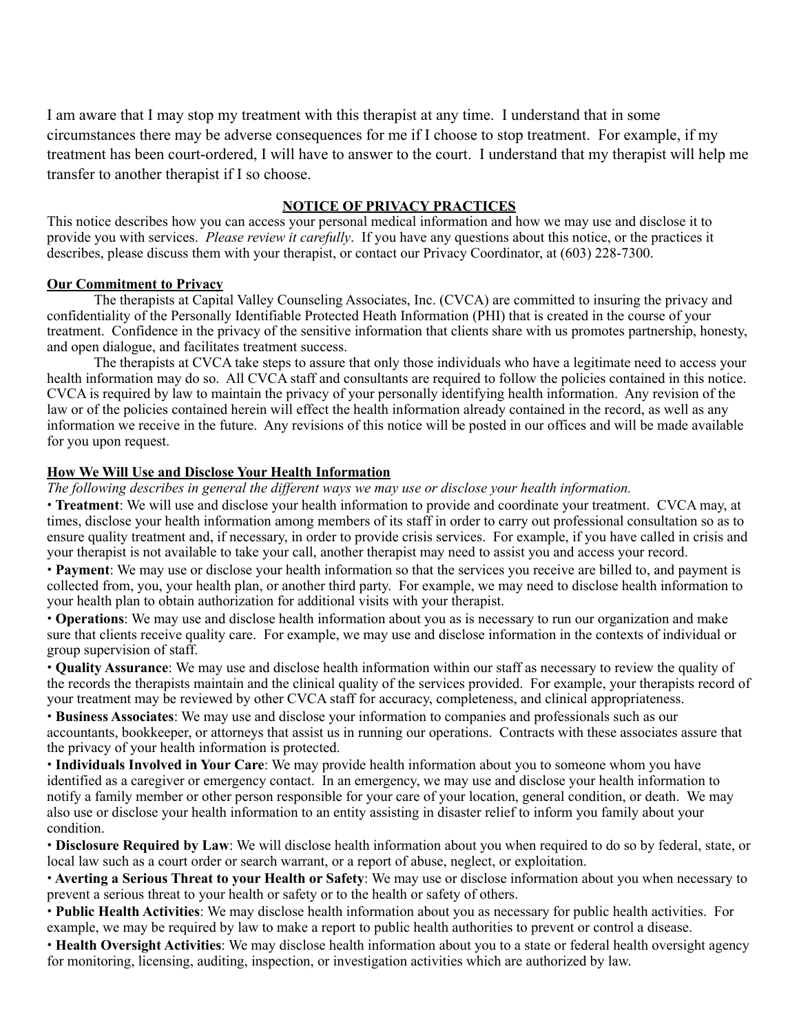I am aware that I may stop my treatment with this therapist at any time. I understand that in some circumstances there may be adverse consequences for me if I choose to stop treatment. For example, if my treatment has been court-ordered, I will have to answer to the court. I understand that my therapist will help me transfer to another therapist if I so choose.

## NOTICE OF PRIVACY PRACTICES

This notice describes how you can access your personal medical information and how we may use and disclose it to provide you with services. *Please review it carefully*. If you have any questions about this notice, or the practices it describes, please discuss them with your therapist, or contact our Privacy Coordinator, at (603) 228-7300.

### Our Commitment to Privacy

The therapists at Capital Valley Counseling Associates, Inc. (CVCA) are committed to insuring the privacy and confidentiality of the Personally Identifiable Protected Heath Information (PHI) that is created in the course of your treatment. Confidence in the privacy of the sensitive information that clients share with us promotes partnership, honesty, and open dialogue, and facilitates treatment success.

The therapists at CVCA take steps to assure that only those individuals who have a legitimate need to access your health information may do so. All CVCA staff and consultants are required to follow the policies contained in this notice. CVCA is required by law to maintain the privacy of your personally identifying health information. Any revision of the law or of the policies contained herein will effect the health information already contained in the record, as well as any information we receive in the future. Any revisions of this notice will be posted in our offices and will be made available for you upon request.

### How We Will Use and Disclose Your Health Information

*The following describes in general the different ways we may use or disclose your health information.*

- **Treatment**: We will use and disclose your health information to provide and coordinate your treatment. CVCA may, at times, disclose your health information among members of its staff in order to carry out professional consultation so as to ensure quality treatment and, if necessary, in order to provide crisis services. For example, if you have called in crisis and your therapist is not available to take your call, another therapist may need to assist you and access your record.
- **Payment**: We may use or disclose your health information so that the services you receive are billed to, and payment is collected from, you, your health plan, or another third party. For example, we may need to disclose health information to your health plan to obtain authorization for additional visits with your therapist.
- **Operations**: We may use and disclose health information about you as is necessary to run our organization and make sure that clients receive quality care. For example, we may use and disclose information in the contexts of individual or group supervision of staff.
- **Quality Assurance**: We may use and disclose health information within our staff as necessary to review the quality of the records the therapists maintain and the clinical quality of the services provided. For example, your therapists record of your treatment may be reviewed by other CVCA staff for accuracy, completeness, and clinical appropriateness.
- **Business Associates**: We may use and disclose your information to companies and professionals such as our accountants, bookkeeper, or attorneys that assist us in running our operations. Contracts with these associates assure that the privacy of your health information is protected.
- **Individuals Involved in Your Care**: We may provide health information about you to someone whom you have identified as a caregiver or emergency contact. In an emergency, we may use and disclose your health information to notify a family member or other person responsible for your care of your location, general condition, or death. We may also use or disclose your health information to an entity assisting in disaster relief to inform you family about your condition.
- **Disclosure Required by Law**: We will disclose health information about you when required to do so by federal, state, or local law such as a court order or search warrant, or a report of abuse, neglect, or exploitation.
- **Averting a Serious Threat to your Health or Safety**: We may use or disclose information about you when necessary to prevent a serious threat to your health or safety or to the health or safety of others.
- **Public Health Activities**: We may disclose health information about you as necessary for public health activities. For example, we may be required by law to make a report to public health authorities to prevent or control a disease.
- **Health Oversight Activities**: We may disclose health information about you to a state or federal health oversight agency for monitoring, licensing, auditing, inspection, or investigation activities which are authorized by law.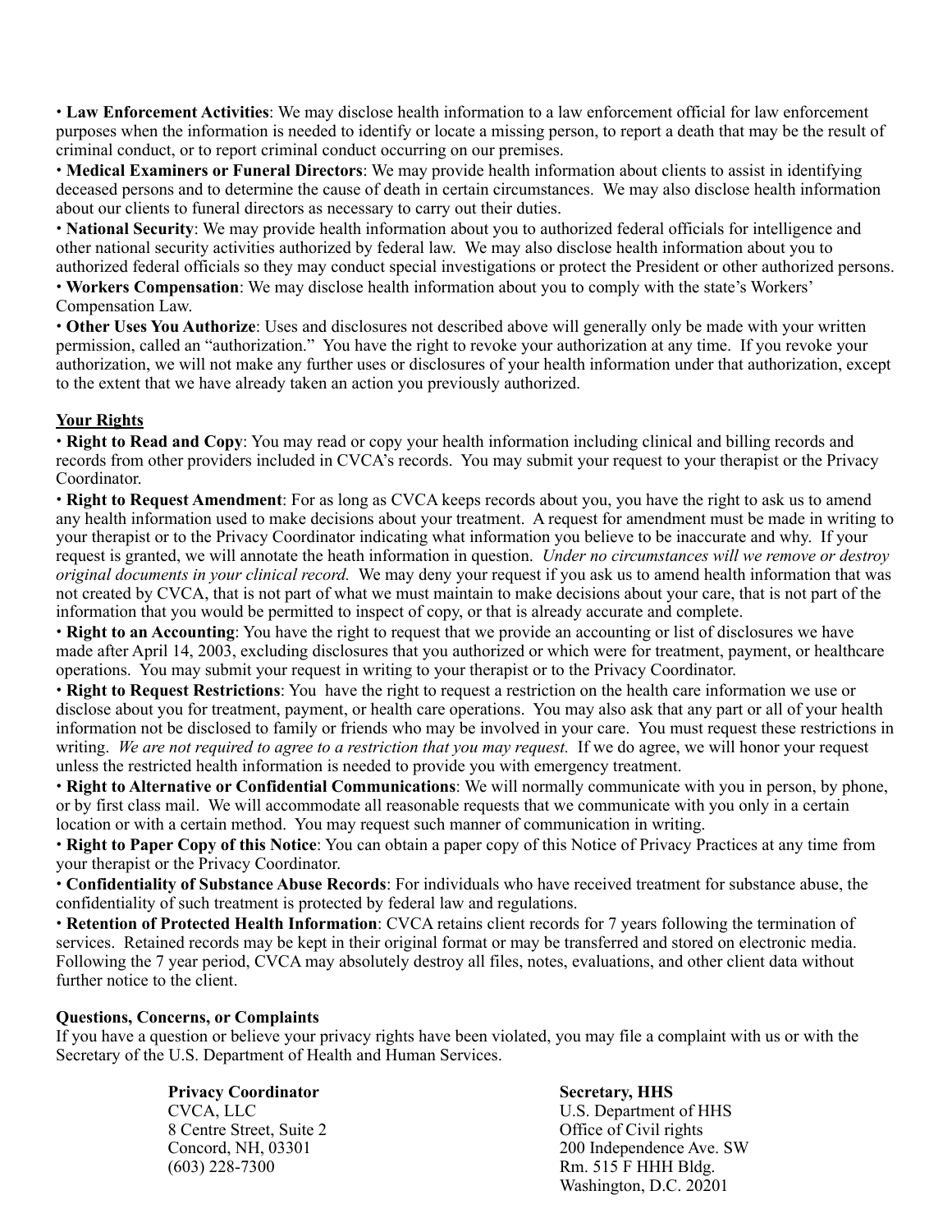• **Law Enforcement Activities**: We may disclose health information to a law enforcement official for law enforcement purposes when the information is needed to identify or locate a missing person, to report a death that may be the result of criminal conduct, or to report criminal conduct occurring on our premises.

• **Medical Examiners or Funeral Directors**: We may provide health information about clients to assist in identifying deceased persons and to determine the cause of death in certain circumstances. We may also disclose health information about our clients to funeral directors as necessary to carry out their duties.

• **National Security**: We may provide health information about you to authorized federal officials for intelligence and other national security activities authorized by federal law. We may also disclose health information about you to authorized federal officials so they may conduct special investigations or protect the President or other authorized persons.

• **Workers Compensation**: We may disclose health information about you to comply with the state's Workers' Compensation Law.

• **Other Uses You Authorize**: Uses and disclosures not described above will generally only be made with your written permission, called an "authorization." You have the right to revoke your authorization at any time. If you revoke your authorization, we will not make any further uses or disclosures of your health information under that authorization, except to the extent that we have already taken an action you previously authorized.

<u>**Your Rights**</u>

• **Right to Read and Copy**: You may read or copy your health information including clinical and billing records and records from other providers included in CVCA's records. You may submit your request to your therapist or the Privacy Coordinator.

• **Right to Request Amendment**: For as long as CVCA keeps records about you, you have the right to ask us to amend any health information used to make decisions about your treatment. A request for amendment must be made in writing to your therapist or to the Privacy Coordinator indicating what information you believe to be inaccurate and why. If your request is granted, we will annotate the heath information in question. *Under no circumstances will we remove or destroy original documents in your clinical record.* We may deny your request if you ask us to amend health information that was not created by CVCA, that is not part of what we must maintain to make decisions about your care, that is not part of the information that you would be permitted to inspect of copy, or that is already accurate and complete.

• **Right to an Accounting**: You have the right to request that we provide an accounting or list of disclosures we have made after April 14, 2003, excluding disclosures that you authorized or which were for treatment, payment, or healthcare operations. You may submit your request in writing to your therapist or to the Privacy Coordinator.

• **Right to Request Restrictions**: You have the right to request a restriction on the health care information we use or disclose about you for treatment, payment, or health care operations. You may also ask that any part or all of your health information not be disclosed to family or friends who may be involved in your care. You must request these restrictions in writing. *We are not required to agree to a restriction that you may request.* If we do agree, we will honor your request unless the restricted health information is needed to provide you with emergency treatment.

• **Right to Alternative or Confidential Communications**: We will normally communicate with you in person, by phone, or by first class mail. We will accommodate all reasonable requests that we communicate with you only in a certain location or with a certain method. You may request such manner of communication in writing.

• **Right to Paper Copy of this Notice**: You can obtain a paper copy of this Notice of Privacy Practices at any time from your therapist or the Privacy Coordinator.

• **Confidentiality of Substance Abuse Records**: For individuals who have received treatment for substance abuse, the confidentiality of such treatment is protected by federal law and regulations.

• **Retention of Protected Health Information**: CVCA retains client records for 7 years following the termination of services. Retained records may be kept in their original format or may be transferred and stored on electronic media. Following the 7 year period, CVCA may absolutely destroy all files, notes, evaluations, and other client data without further notice to the client.

**Questions, Concerns, or Complaints**

If you have a question or believe your privacy rights have been violated, you may file a complaint with us or with the Secretary of the U.S. Department of Health and Human Services.

**Privacy Coordinator**
CVCA, LLC
8 Centre Street, Suite 2
Concord, NH, 03301
(603) 228-7300

**Secretary, HHS**
U.S. Department of HHS
Office of Civil rights
200 Independence Ave. SW
Rm. 515 F HHH Bldg.
Washington, D.C. 20201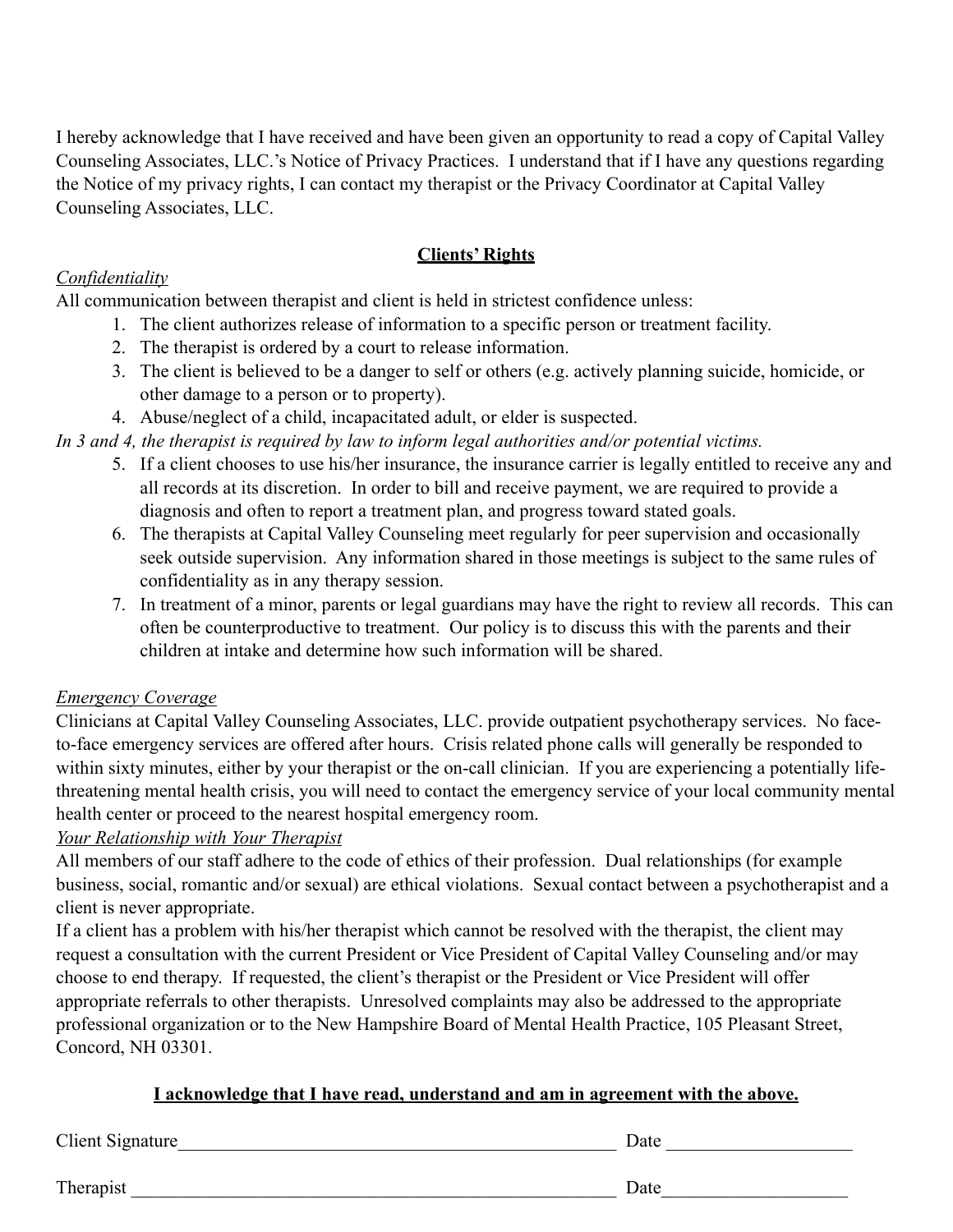I hereby acknowledge that I have received and have been given an opportunity to read a copy of Capital Valley Counseling Associates, LLC.'s Notice of Privacy Practices. I understand that if I have any questions regarding the Notice of my privacy rights, I can contact my therapist or the Privacy Coordinator at Capital Valley Counseling Associates, LLC.

## Clients' Rights

*Confidentiality*

All communication between therapist and client is held in strictest confidence unless:

1. The client authorizes release of information to a specific person or treatment facility.
2. The therapist is ordered by a court to release information.
3. The client is believed to be a danger to self or others (e.g. actively planning suicide, homicide, or other damage to a person or to property).
4. Abuse/neglect of a child, incapacitated adult, or elder is suspected.

*In 3 and 4, the therapist is required by law to inform legal authorities and/or potential victims.*

5. If a client chooses to use his/her insurance, the insurance carrier is legally entitled to receive any and all records at its discretion. In order to bill and receive payment, we are required to provide a diagnosis and often to report a treatment plan, and progress toward stated goals.
6. The therapists at Capital Valley Counseling meet regularly for peer supervision and occasionally seek outside supervision. Any information shared in those meetings is subject to the same rules of confidentiality as in any therapy session.
7. In treatment of a minor, parents or legal guardians may have the right to review all records. This can often be counterproductive to treatment. Our policy is to discuss this with the parents and their children at intake and determine how such information will be shared.

*Emergency Coverage*

Clinicians at Capital Valley Counseling Associates, LLC. provide outpatient psychotherapy services. No face-to-face emergency services are offered after hours. Crisis related phone calls will generally be responded to within sixty minutes, either by your therapist or the on-call clinician. If you are experiencing a potentially life-threatening mental health crisis, you will need to contact the emergency service of your local community mental health center or proceed to the nearest hospital emergency room.

*Your Relationship with Your Therapist*

All members of our staff adhere to the code of ethics of their profession. Dual relationships (for example business, social, romantic and/or sexual) are ethical violations. Sexual contact between a psychotherapist and a client is never appropriate.

If a client has a problem with his/her therapist which cannot be resolved with the therapist, the client may request a consultation with the current President or Vice President of Capital Valley Counseling and/or may choose to end therapy. If requested, the client's therapist or the President or Vice President will offer appropriate referrals to other therapists. Unresolved complaints may also be addressed to the appropriate professional organization or to the New Hampshire Board of Mental Health Practice, 105 Pleasant Street, Concord, NH 03301.

**I acknowledge that I have read, understand and am in agreement with the above.**

Client Signature_______________________________________________ Date ____________________

Therapist _____________________________________________________ Date____________________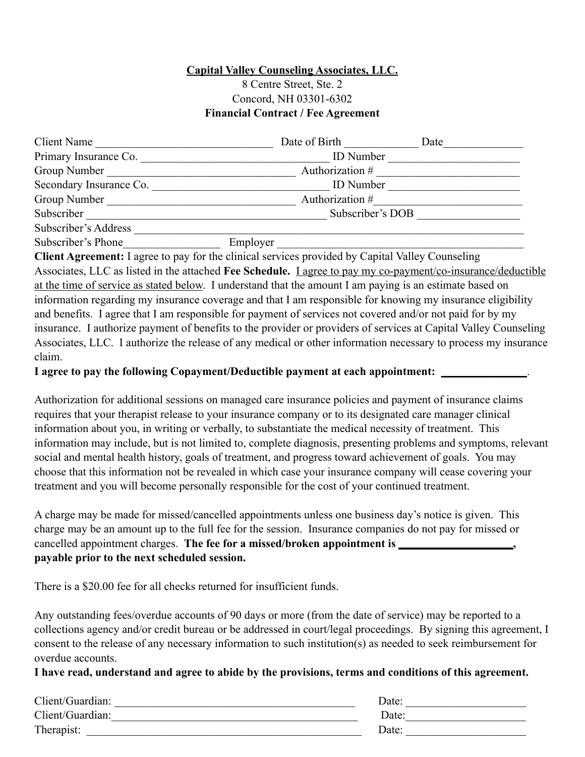**Capital Valley Counseling Associates, LLC.**
8 Centre Street, Ste. 2
Concord, NH 03301-6302
**Financial Contract / Fee Agreement**

Client Name ______________________________ Date of Birth ____________ Date______________
Primary Insurance Co. ________________________________ ID Number ______________________
Group Number ________________________________ Authorization # _________________________
Secondary Insurance Co. ______________________________ ID Number ______________________
Group Number ________________________________ Authorization #_________________________
Subscriber ______________________________________ Subscriber's DOB _________________
Subscriber's Address _________________________________________________________________
Subscriber's Phone________________ Employer _________________________________________

**Client Agreement:** I agree to pay for the clinical services provided by Capital Valley Counseling Associates, LLC as listed in the attached **Fee Schedule.** I agree to pay my co-payment/co-insurance/deductible at the time of service as stated below. I understand that the amount I am paying is an estimate based on information regarding my insurance coverage and that I am responsible for knowing my insurance eligibility and benefits. I agree that I am responsible for payment of services not covered and/or not paid for by my insurance. I authorize payment of benefits to the provider or providers of services at Capital Valley Counseling Associates, LLC. I authorize the release of any medical or other information necessary to process my insurance claim.

**I agree to pay the following Copayment/Deductible payment at each appointment: ______________.**

Authorization for additional sessions on managed care insurance policies and payment of insurance claims requires that your therapist release to your insurance company or to its designated care manager clinical information about you, in writing or verbally, to substantiate the medical necessity of treatment. This information may include, but is not limited to, complete diagnosis, presenting problems and symptoms, relevant social and mental health history, goals of treatment, and progress toward achievement of goals. You may choose that this information not be revealed in which case your insurance company will cease covering your treatment and you will become personally responsible for the cost of your continued treatment.

A charge may be made for missed/cancelled appointments unless one business day's notice is given. This charge may be an amount up to the full fee for the session. Insurance companies do not pay for missed or cancelled appointment charges. **The fee for a missed/broken appointment is ___________________, payable prior to the next scheduled session.**

There is a $20.00 fee for all checks returned for insufficient funds.

Any outstanding fees/overdue accounts of 90 days or more (from the date of service) may be reported to a collections agency and/or credit bureau or be addressed in court/legal proceedings. By signing this agreement, I consent to the release of any necessary information to such institution(s) as needed to seek reimbursement for overdue accounts.

**I have read, understand and agree to abide by the provisions, terms and conditions of this agreement.**

Client/Guardian: __________________________________________ Date: _____________________
Client/Guardian:___________________________________________ Date:_____________________
Therapist: ______________________________________________ Date: _____________________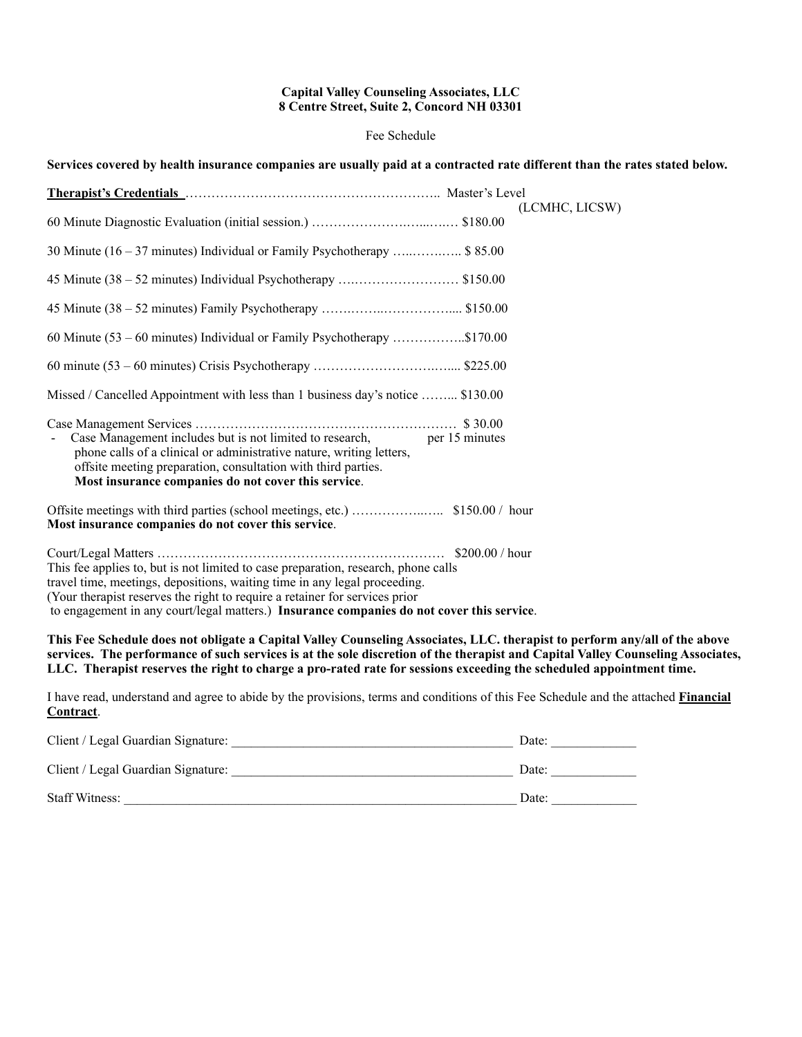**Capital Valley Counseling Associates, LLC**
**8 Centre Street, Suite 2, Concord NH 03301**

Fee Schedule

**Services covered by health insurance companies are usually paid at a contracted rate different than the rates stated below.**

**Therapist's Credentials** ………………………………………………….. Master's Level (LCMHC, LICSW)

60 Minute Diagnostic Evaluation (initial session.) ……………………..…..…… $180.00

30 Minute (16 – 37 minutes) Individual or Family Psychotherapy …..……..….. $ 85.00

45 Minute (38 – 52 minutes) Individual Psychotherapy ….……………………… $150.00

45 Minute (38 – 52 minutes) Family Psychotherapy …….……..…………….... $150.00

60 Minute (53 – 60 minutes) Individual or Family Psychotherapy ……………..$170.00

60 minute (53 – 60 minutes) Crisis Psychotherapy ……………………….….... $225.00

Missed / Cancelled Appointment with less than 1 business day's notice ……... $130.00

Case Management Services …………………………………………………… $ 30.00 per 15 minutes

- Case Management includes but is not limited to research, phone calls of a clinical or administrative nature, writing letters, offsite meeting preparation, consultation with third parties. **Most insurance companies do not cover this service**.

Offsite meetings with third parties (school meetings, etc.) ……………..….. $150.00 / hour
**Most insurance companies do not cover this service**.

Court/Legal Matters ………………………………………………………… $200.00 / hour
This fee applies to, but is not limited to case preparation, research, phone calls travel time, meetings, depositions, waiting time in any legal proceeding. (Your therapist reserves the right to require a retainer for services prior to engagement in any court/legal matters.) **Insurance companies do not cover this service**.

**This Fee Schedule does not obligate a Capital Valley Counseling Associates, LLC. therapist to perform any/all of the above services. The performance of such services is at the sole discretion of the therapist and Capital Valley Counseling Associates, LLC. Therapist reserves the right to charge a pro-rated rate for sessions exceeding the scheduled appointment time.**

I have read, understand and agree to abide by the provisions, terms and conditions of this Fee Schedule and the attached **Financial Contract**.

Client / Legal Guardian Signature: ___________________________________________ Date: _____________

Client / Legal Guardian Signature: ___________________________________________ Date: _____________

Staff Witness: _______________________________________________________________ Date: _____________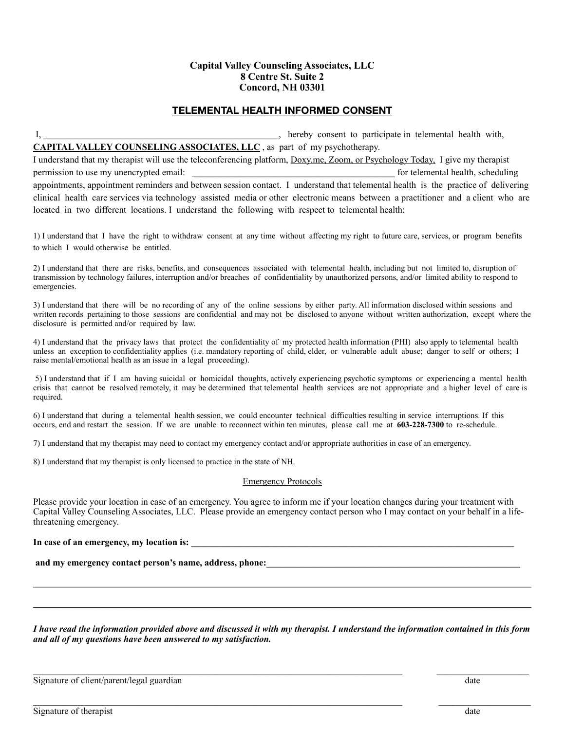**Capital Valley Counseling Associates, LLC**
**8 Centre St. Suite 2**
**Concord, NH 03301**

## TELEMENTAL HEALTH INFORMED CONSENT

I, ____________________________________________, hereby consent to participate in telemental health with, **CAPITAL VALLEY COUNSELING ASSOCIATES, LLC** , as part of my psychotherapy.
I understand that my therapist will use the teleconferencing platform, Doxy.me, Zoom, or Psychology Today, I give my therapist permission to use my unencrypted email: ______________________________________ for telemental health, scheduling appointments, appointment reminders and between session contact. I understand that telemental health is the practice of delivering clinical health care services via technology assisted media or other electronic means between a practitioner and a client who are located in two different locations. I understand the following with respect to telemental health:

1) I understand that I have the right to withdraw consent at any time without affecting my right to future care, services, or program benefits to which I would otherwise be entitled.

2) I understand that there are risks, benefits, and consequences associated with telemental health, including but not limited to, disruption of transmission by technology failures, interruption and/or breaches of confidentiality by unauthorized persons, and/or limited ability to respond to emergencies.

3) I understand that there will be no recording of any of the online sessions by either party. All information disclosed within sessions and written records pertaining to those sessions are confidential and may not be disclosed to anyone without written authorization, except where the disclosure is permitted and/or required by law.

4) I understand that the privacy laws that protect the confidentiality of my protected health information (PHI) also apply to telemental health unless an exception to confidentiality applies (i.e. mandatory reporting of child, elder, or vulnerable adult abuse; danger to self or others; I raise mental/emotional health as an issue in a legal proceeding).

5) I understand that if I am having suicidal or homicidal thoughts, actively experiencing psychotic symptoms or experiencing a mental health crisis that cannot be resolved remotely, it may be determined that telemental health services are not appropriate and a higher level of care is required.

6) I understand that during a telemental health session, we could encounter technical difficulties resulting in service interruptions. If this occurs, end and restart the session. If we are unable to reconnect within ten minutes, please call me at **603-228-7300** to re-schedule.

7) I understand that my therapist may need to contact my emergency contact and/or appropriate authorities in case of an emergency.

8) I understand that my therapist is only licensed to practice in the state of NH.

Emergency Protocols

Please provide your location in case of an emergency. You agree to inform me if your location changes during your treatment with Capital Valley Counseling Associates, LLC. Please provide an emergency contact person who I may contact on your behalf in a life-threatening emergency.

**In case of an emergency, my location is: ______________________________________________________________**

**and my emergency contact person's name, address, phone:_____________________________________________**

______________________________________________________________________________________________

______________________________________________________________________________________________

***I have read the information provided above and discussed it with my therapist. I understand the information contained in this form and all of my questions have been answered to my satisfaction.***

______________________________________________________________________ ____________________
Signature of client/parent/legal guardian date

______________________________________________________________________ ____________________
Signature of therapist date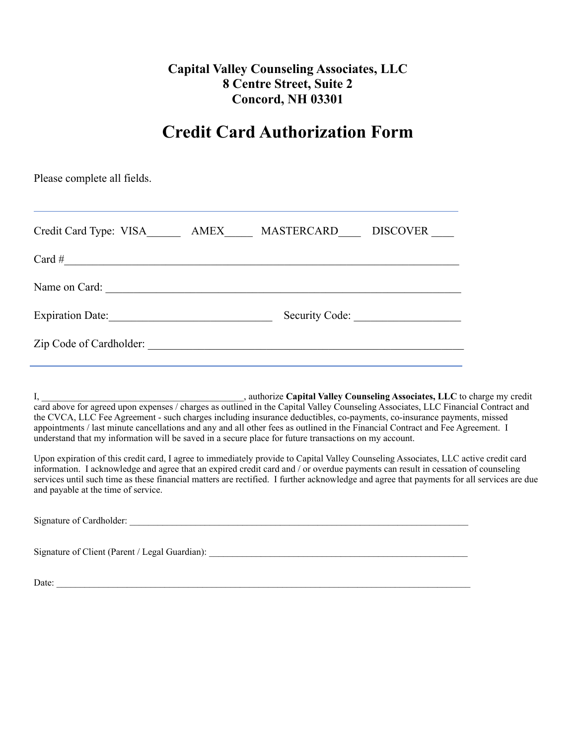**Capital Valley Counseling Associates, LLC**
**8 Centre Street, Suite 2**
**Concord, NH 03301**

# Credit Card Authorization Form

Please complete all fields.

---

Credit Card Type: VISA______ AMEX_____ MASTERCARD____ DISCOVER ____

Card #______________________________________________________________________

Name on Card: ________________________________________________________________

Expiration Date:_____________________________ Security Code: __________________

Zip Code of Cardholder: ________________________________________________________

---

I, ___________________________________________, authorize **Capital Valley Counseling Associates, LLC** to charge my credit card above for agreed upon expenses / charges as outlined in the Capital Valley Counseling Associates, LLC Financial Contract and the CVCA, LLC Fee Agreement - such charges including insurance deductibles, co-payments, co-insurance payments, missed appointments / last minute cancellations and any and all other fees as outlined in the Financial Contract and Fee Agreement. I understand that my information will be saved in a secure place for future transactions on my account.

Upon expiration of this credit card, I agree to immediately provide to Capital Valley Counseling Associates, LLC active credit card information. I acknowledge and agree that an expired credit card and / or overdue payments can result in cessation of counseling services until such time as these financial matters are rectified. I further acknowledge and agree that payments for all services are due and payable at the time of service.

Signature of Cardholder: ___________________________________________________________________________

Signature of Client (Parent / Legal Guardian): _________________________________________________________

Date: _____________________________________________________________________________________________